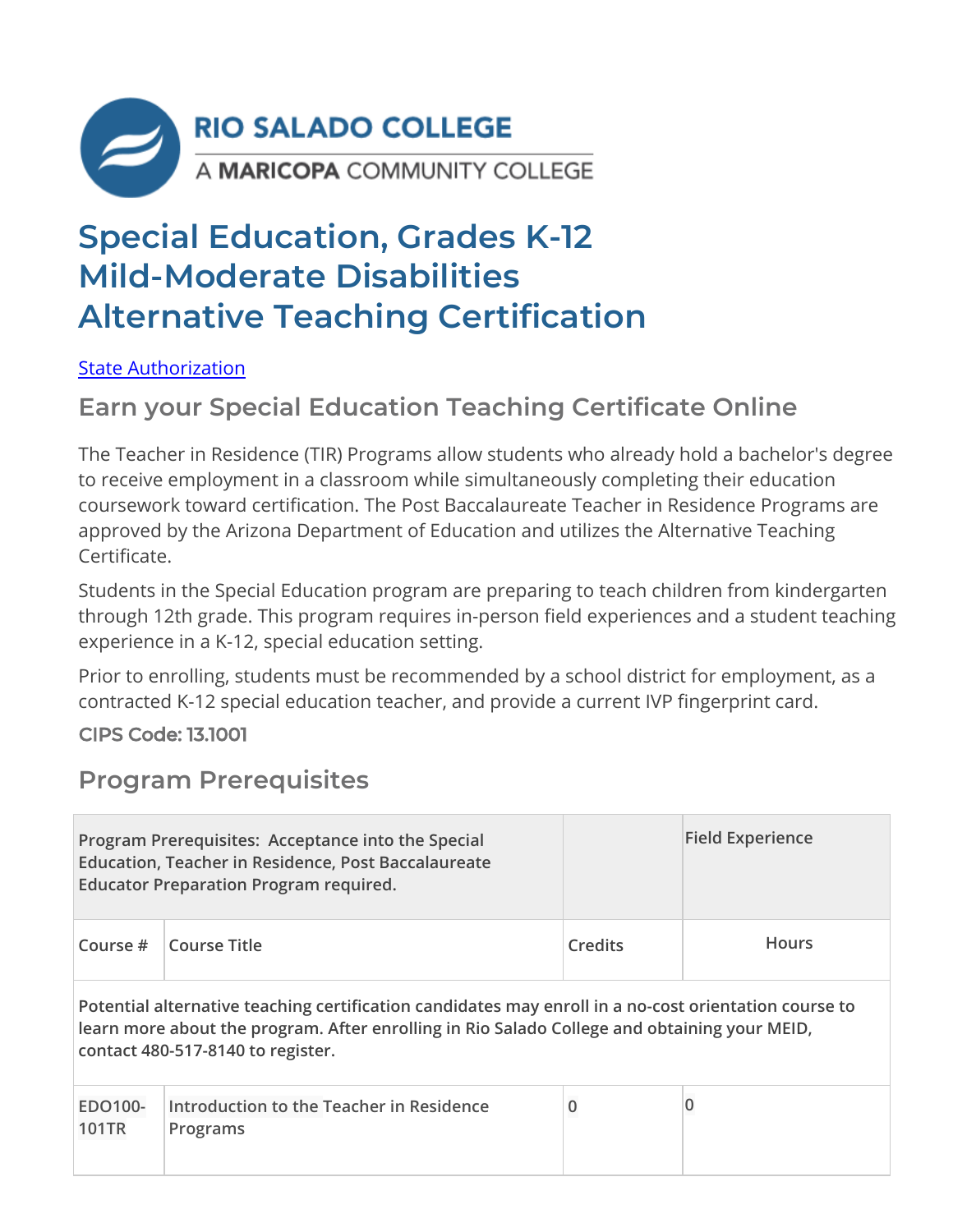RIO SALADO COLLEGE

A MARICOPA COMMUNITY COLLEGE

# Special Education, Grades K-12 Mild-Moderate Disabilities Alternative Teaching Certification

State Authorization

## Earn your Special Education Teaching Certificate Online

The Teacher in Residence (TIR) Programs allow students who already hold a bachelor's degree to receive employment in a classroom while simultaneously completing their education coursework toward certification. The Post Baccalaureate Teacher in Residence Programs are approved by the Arizona Department of Education and utilizes the Alternative Teaching Certificate.

Students in the Special Education program are preparing to teach children from kindergarten through 12th grade. This program requires in-person field experiences and a student teaching experience in a K-12, special education setting.

Prior to enrolling, students must be recommended by a school district for employment, as a contracted K-12 special education teacher, and provide a current IVP fingerprint card.

**CIPS Code: 13.1001**

## Program Prerequisites

| Program Prerequisites: Acceptance into the Special Education, Teacher in Residence, Post Baccalaureate Educator Preparation Program required. | | | Field Experience |
|---|---|---|---|
| **Course #** | **Course Title** | **Credits** | **Hours** |
| **Potential alternative teaching certification candidates may enroll in a no-cost orientation course to learn more about the program. After enrolling in Rio Salado College and obtaining your MEID, contact 480-517-8140 to register.** | | | |
| EDO100-101TR | Introduction to the Teacher in Residence Programs | 0 | 0 |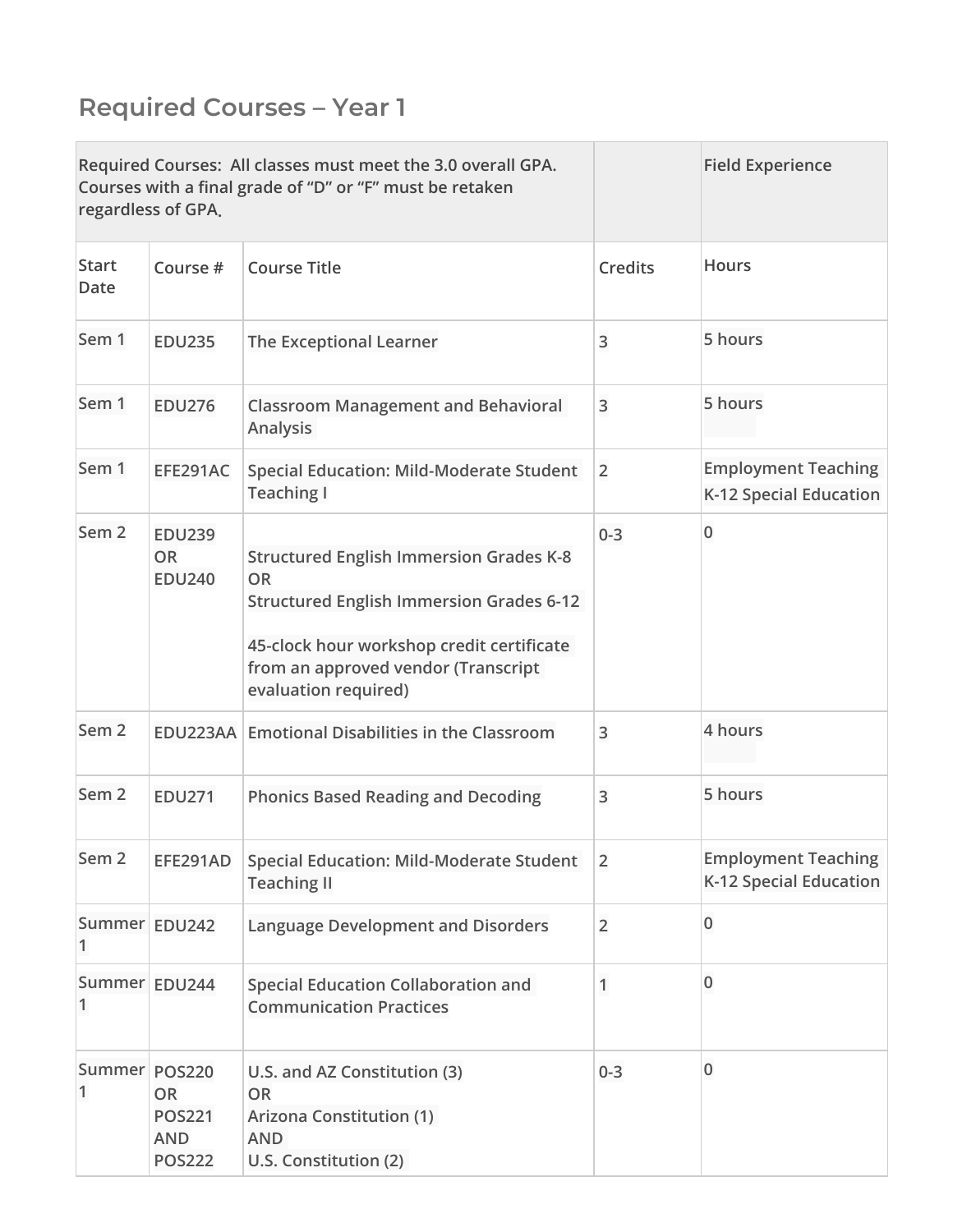## Required Courses – Year 1

| Required Courses: All classes must meet the 3.0 overall GPA. Courses with a final grade of "D" or "F" must be retaken regardless of GPA. | | | | Field Experience |
|---|---|---|---|---|
| Start Date | Course # | Course Title | Credits | Hours |
| Sem 1 | EDU235 | The Exceptional Learner | 3 | 5 hours |
| Sem 1 | EDU276 | Classroom Management and Behavioral Analysis | 3 | 5 hours |
| Sem 1 | EFE291AC | Special Education: Mild-Moderate Student Teaching I | 2 | Employment Teaching K-12 Special Education |
| Sem 2 | EDU239 OR EDU240 | Structured English Immersion Grades K-8 OR Structured English Immersion Grades 6-12<br><br>45-clock hour workshop credit certificate from an approved vendor (Transcript evaluation required) | 0-3 | 0 |
| Sem 2 | EDU223AA | Emotional Disabilities in the Classroom | 3 | 4 hours |
| Sem 2 | EDU271 | Phonics Based Reading and Decoding | 3 | 5 hours |
| Sem 2 | EFE291AD | Special Education: Mild-Moderate Student Teaching II | 2 | Employment Teaching K-12 Special Education |
| Summer 1 | EDU242 | Language Development and Disorders | 2 | 0 |
| Summer 1 | EDU244 | Special Education Collaboration and Communication Practices | 1 | 0 |
| Summer 1 | POS220 OR POS221 AND POS222 | U.S. and AZ Constitution (3) OR Arizona Constitution (1) AND U.S. Constitution (2) | 0-3 | 0 |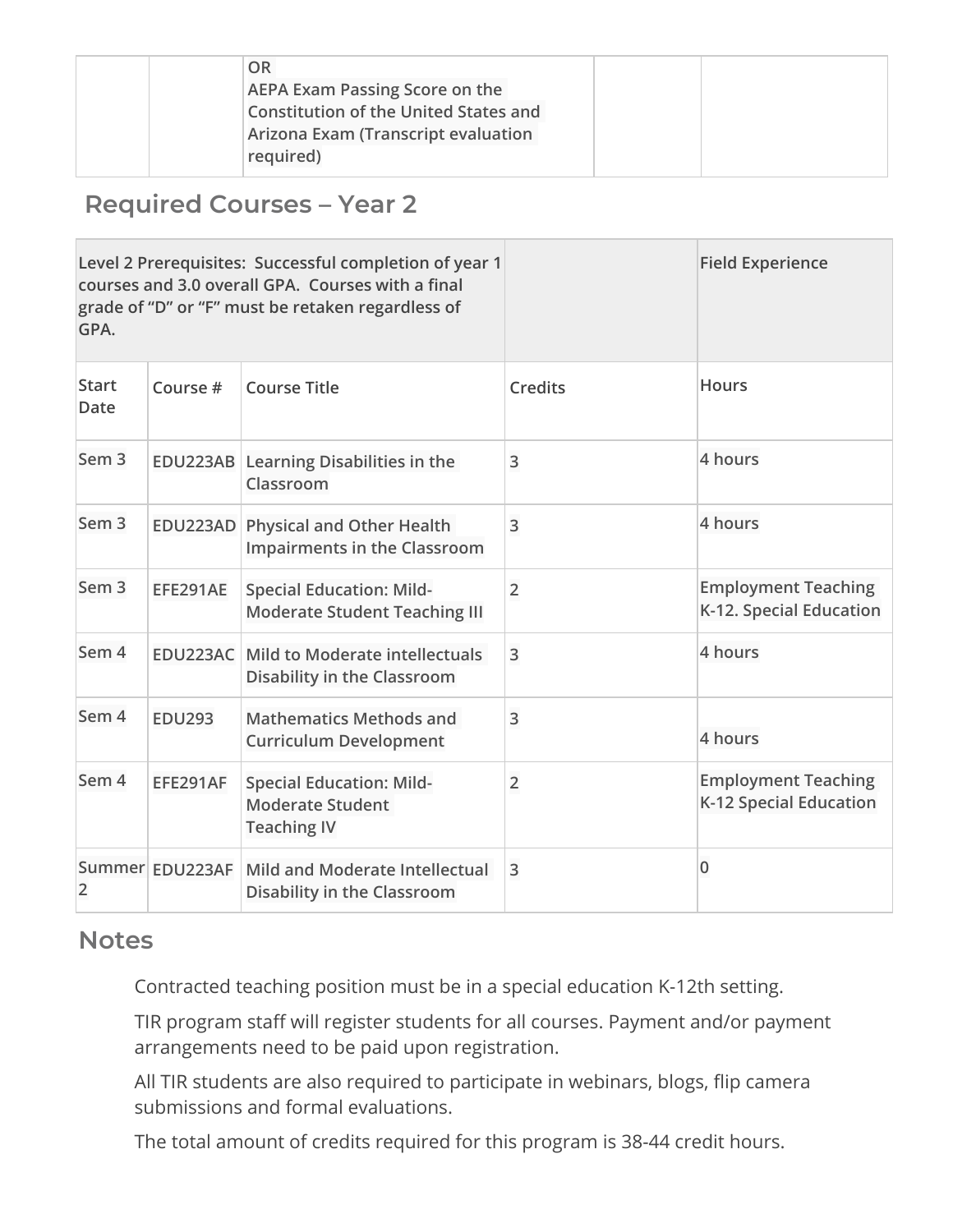| | | OR<br>AEPA Exam Passing Score on the Constitution of the United States and Arizona Exam (Transcript evaluation required) | | |
|---|---|---|---|---|

## Required Courses – Year 2

| Level 2 Prerequisites: Successful completion of year 1 courses and 3.0 overall GPA. Courses with a final grade of "D" or "F" must be retaken regardless of GPA. | | | | Field Experience |
|---|---|---|---|---|
| Start Date | Course # | Course Title | Credits | Hours |
| Sem 3 | EDU223AB | Learning Disabilities in the Classroom | 3 | 4 hours |
| Sem 3 | EDU223AD | Physical and Other Health Impairments in the Classroom | 3 | 4 hours |
| Sem 3 | EFE291AE | Special Education: Mild-Moderate Student Teaching III | 2 | Employment Teaching K-12. Special Education |
| Sem 4 | EDU223AC | Mild to Moderate intellectuals Disability in the Classroom | 3 | 4 hours |
| Sem 4 | EDU293 | Mathematics Methods and Curriculum Development | 3 | 4 hours |
| Sem 4 | EFE291AF | Special Education: Mild-Moderate Student Teaching IV | 2 | Employment Teaching K-12 Special Education |
| Summer 2 | EDU223AF | Mild and Moderate Intellectual Disability in the Classroom | 3 | 0 |

## Notes

Contracted teaching position must be in a special education K-12th setting.

TIR program staff will register students for all courses. Payment and/or payment arrangements need to be paid upon registration.

All TIR students are also required to participate in webinars, blogs, flip camera submissions and formal evaluations.

The total amount of credits required for this program is 38-44 credit hours.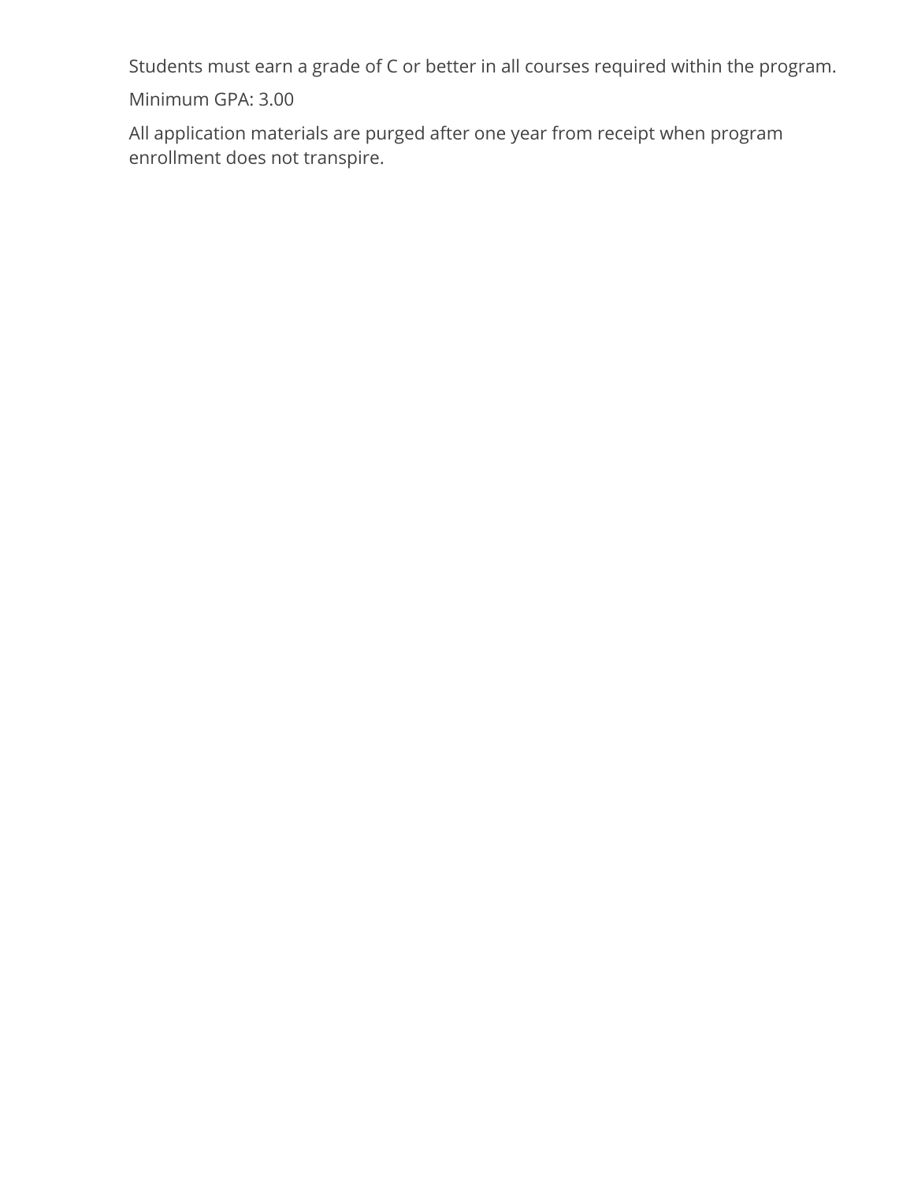Students must earn a grade of C or better in all courses required within the program.

Minimum GPA: 3.00

All application materials are purged after one year from receipt when program enrollment does not transpire.